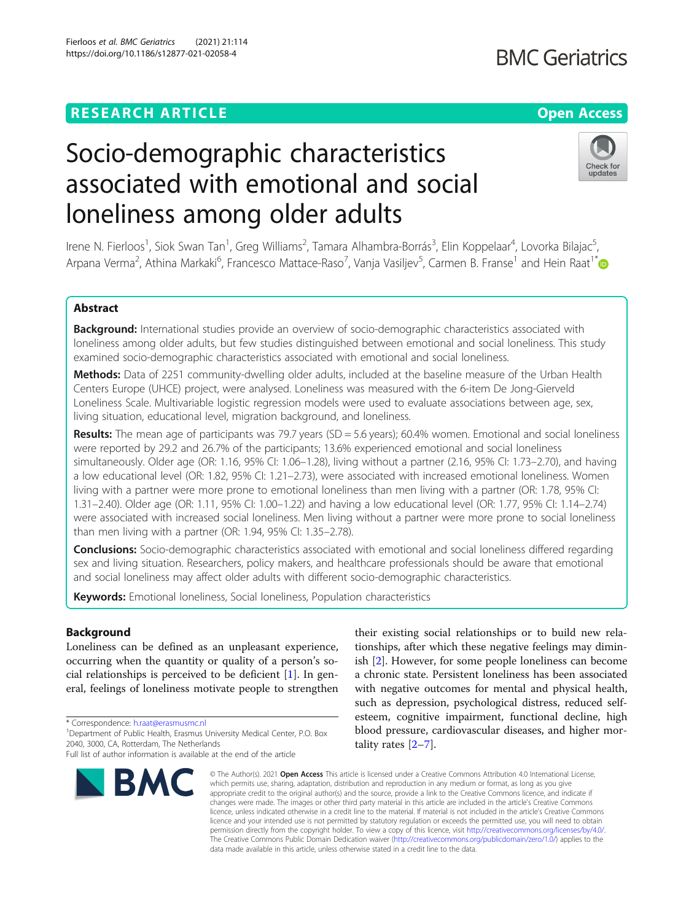RESEARCH ARTICLE

Open Access

# Socio-demographic characteristics associated with emotional and social loneliness among older adults

Irene N. Fierloos[1], Siok Swan Tan[1], Greg Williams[2], Tamara Alhambra-Borrás[3], Elin Koppelaar[4], Lovorka Bilajac[5], Arpana Verma[2], Athina Markaki[6], Francesco Mattace-Raso[7], Vanja Vasiljev[5], Carmen B. Franse[1] and Hein Raat[1*]

## Abstract

**Background:** International studies provide an overview of socio-demographic characteristics associated with loneliness among older adults, but few studies distinguished between emotional and social loneliness. This study examined socio-demographic characteristics associated with emotional and social loneliness.

**Methods:** Data of 2251 community-dwelling older adults, included at the baseline measure of the Urban Health Centers Europe (UHCE) project, were analysed. Loneliness was measured with the 6-item De Jong-Gierveld Loneliness Scale. Multivariable logistic regression models were used to evaluate associations between age, sex, living situation, educational level, migration background, and loneliness.

**Results:** The mean age of participants was 79.7 years (SD = 5.6 years); 60.4% women. Emotional and social loneliness were reported by 29.2 and 26.7% of the participants; 13.6% experienced emotional and social loneliness simultaneously. Older age (OR: 1.16, 95% CI: 1.06–1.28), living without a partner (2.16, 95% CI: 1.73–2.70), and having a low educational level (OR: 1.82, 95% CI: 1.21–2.73), were associated with increased emotional loneliness. Women living with a partner were more prone to emotional loneliness than men living with a partner (OR: 1.78, 95% CI: 1.31–2.40). Older age (OR: 1.11, 95% CI: 1.00–1.22) and having a low educational level (OR: 1.77, 95% CI: 1.14–2.74) were associated with increased social loneliness. Men living without a partner were more prone to social loneliness than men living with a partner (OR: 1.94, 95% CI: 1.35–2.78).

**Conclusions:** Socio-demographic characteristics associated with emotional and social loneliness differed regarding sex and living situation. Researchers, policy makers, and healthcare professionals should be aware that emotional and social loneliness may affect older adults with different socio-demographic characteristics.

**Keywords:** Emotional loneliness, Social loneliness, Population characteristics

## Background

Loneliness can be defined as an unpleasant experience, occurring when the quantity or quality of a person's social relationships is perceived to be deficient [1]. In general, feelings of loneliness motivate people to strengthen their existing social relationships or to build new relationships, after which these negative feelings may diminish [2]. However, for some people loneliness can become a chronic state. Persistent loneliness has been associated with negative outcomes for mental and physical health, such as depression, psychological distress, reduced self-esteem, cognitive impairment, functional decline, high blood pressure, cardiovascular diseases, and higher mortality rates [2–7].

* Correspondence: h.raat@erasmusmc.nl
[1]Department of Public Health, Erasmus University Medical Center, P.O. Box 2040, 3000, CA, Rotterdam, The Netherlands
Full list of author information is available at the end of the article

© The Author(s). 2021 **Open Access** This article is licensed under a Creative Commons Attribution 4.0 International License, which permits use, sharing, adaptation, distribution and reproduction in any medium or format, as long as you give appropriate credit to the original author(s) and the source, provide a link to the Creative Commons licence, and indicate if changes were made. The images or other third party material in this article are included in the article's Creative Commons licence, unless indicated otherwise in a credit line to the material. If material is not included in the article's Creative Commons licence and your intended use is not permitted by statutory regulation or exceeds the permitted use, you will need to obtain permission directly from the copyright holder. To view a copy of this licence, visit http://creativecommons.org/licenses/by/4.0/. The Creative Commons Public Domain Dedication waiver (http://creativecommons.org/publicdomain/zero/1.0/) applies to the data made available in this article, unless otherwise stated in a credit line to the data.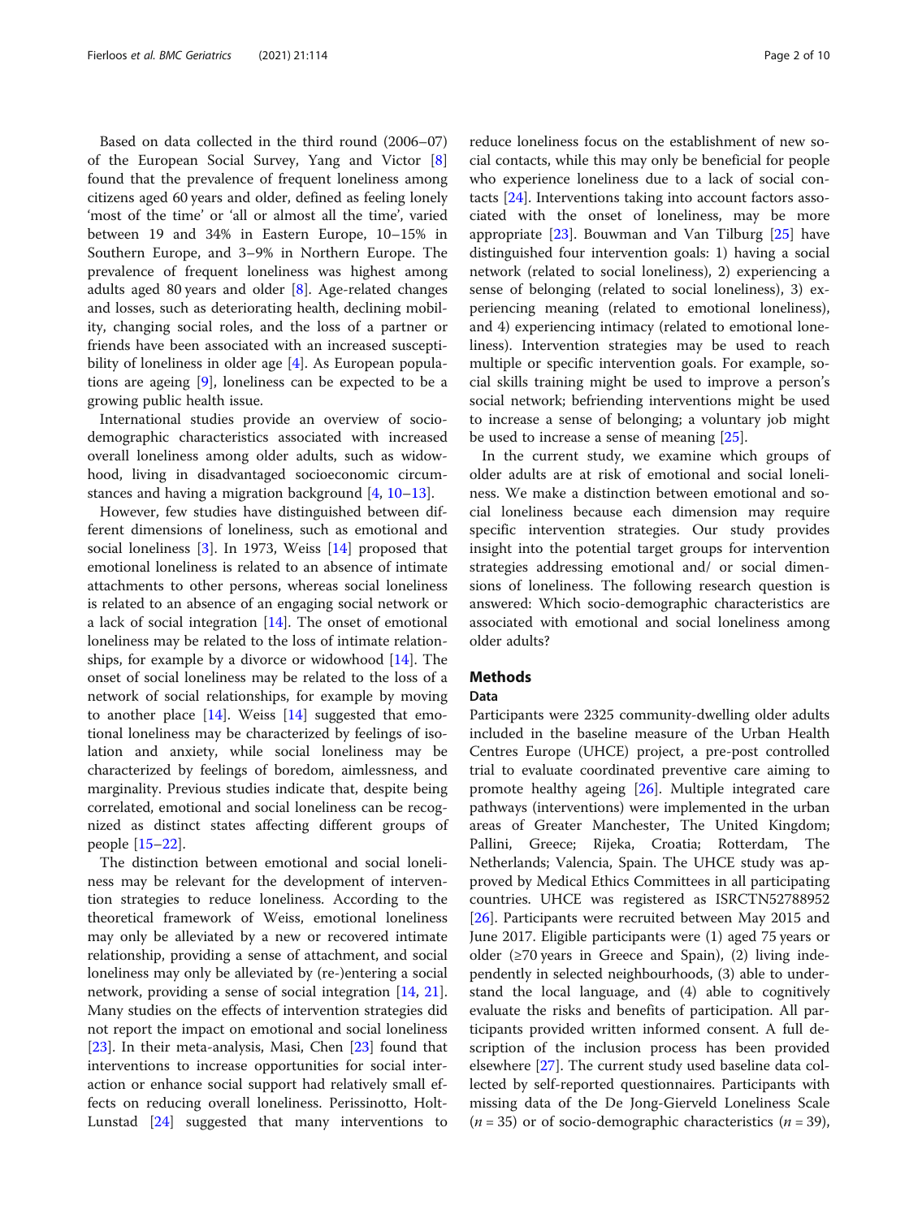Based on data collected in the third round (2006–07) of the European Social Survey, Yang and Victor [8] found that the prevalence of frequent loneliness among citizens aged 60 years and older, defined as feeling lonely 'most of the time' or 'all or almost all the time', varied between 19 and 34% in Eastern Europe, 10–15% in Southern Europe, and 3–9% in Northern Europe. The prevalence of frequent loneliness was highest among adults aged 80 years and older [8]. Age-related changes and losses, such as deteriorating health, declining mobility, changing social roles, and the loss of a partner or friends have been associated with an increased susceptibility of loneliness in older age [4]. As European populations are ageing [9], loneliness can be expected to be a growing public health issue.

International studies provide an overview of socio-demographic characteristics associated with increased overall loneliness among older adults, such as widowhood, living in disadvantaged socioeconomic circumstances and having a migration background [4, 10–13].

However, few studies have distinguished between different dimensions of loneliness, such as emotional and social loneliness [3]. In 1973, Weiss [14] proposed that emotional loneliness is related to an absence of intimate attachments to other persons, whereas social loneliness is related to an absence of an engaging social network or a lack of social integration [14]. The onset of emotional loneliness may be related to the loss of intimate relationships, for example by a divorce or widowhood [14]. The onset of social loneliness may be related to the loss of a network of social relationships, for example by moving to another place [14]. Weiss [14] suggested that emotional loneliness may be characterized by feelings of isolation and anxiety, while social loneliness may be characterized by feelings of boredom, aimlessness, and marginality. Previous studies indicate that, despite being correlated, emotional and social loneliness can be recognized as distinct states affecting different groups of people [15–22].

The distinction between emotional and social loneliness may be relevant for the development of intervention strategies to reduce loneliness. According to the theoretical framework of Weiss, emotional loneliness may only be alleviated by a new or recovered intimate relationship, providing a sense of attachment, and social loneliness may only be alleviated by (re-)entering a social network, providing a sense of social integration [14, 21]. Many studies on the effects of intervention strategies did not report the impact on emotional and social loneliness [23]. In their meta-analysis, Masi, Chen [23] found that interventions to increase opportunities for social interaction or enhance social support had relatively small effects on reducing overall loneliness. Perissinotto, Holt-Lunstad [24] suggested that many interventions to reduce loneliness focus on the establishment of new social contacts, while this may only be beneficial for people who experience loneliness due to a lack of social contacts [24]. Interventions taking into account factors associated with the onset of loneliness, may be more appropriate [23]. Bouwman and Van Tilburg [25] have distinguished four intervention goals: 1) having a social network (related to social loneliness), 2) experiencing a sense of belonging (related to social loneliness), 3) experiencing meaning (related to emotional loneliness), and 4) experiencing intimacy (related to emotional loneliness). Intervention strategies may be used to reach multiple or specific intervention goals. For example, social skills training might be used to improve a person's social network; befriending interventions might be used to increase a sense of belonging; a voluntary job might be used to increase a sense of meaning [25].

In the current study, we examine which groups of older adults are at risk of emotional and social loneliness. We make a distinction between emotional and social loneliness because each dimension may require specific intervention strategies. Our study provides insight into the potential target groups for intervention strategies addressing emotional and/ or social dimensions of loneliness. The following research question is answered: Which socio-demographic characteristics are associated with emotional and social loneliness among older adults?

## Methods

### Data

Participants were 2325 community-dwelling older adults included in the baseline measure of the Urban Health Centres Europe (UHCE) project, a pre-post controlled trial to evaluate coordinated preventive care aiming to promote healthy ageing [26]. Multiple integrated care pathways (interventions) were implemented in the urban areas of Greater Manchester, The United Kingdom; Pallini, Greece; Rijeka, Croatia; Rotterdam, The Netherlands; Valencia, Spain. The UHCE study was approved by Medical Ethics Committees in all participating countries. UHCE was registered as ISRCTN52788952 [26]. Participants were recruited between May 2015 and June 2017. Eligible participants were (1) aged 75 years or older (≥70 years in Greece and Spain), (2) living independently in selected neighbourhoods, (3) able to understand the local language, and (4) able to cognitively evaluate the risks and benefits of participation. All participants provided written informed consent. A full description of the inclusion process has been provided elsewhere [27]. The current study used baseline data collected by self-reported questionnaires. Participants with missing data of the De Jong-Gierveld Loneliness Scale ($n = 35$) or of socio-demographic characteristics ($n = 39$),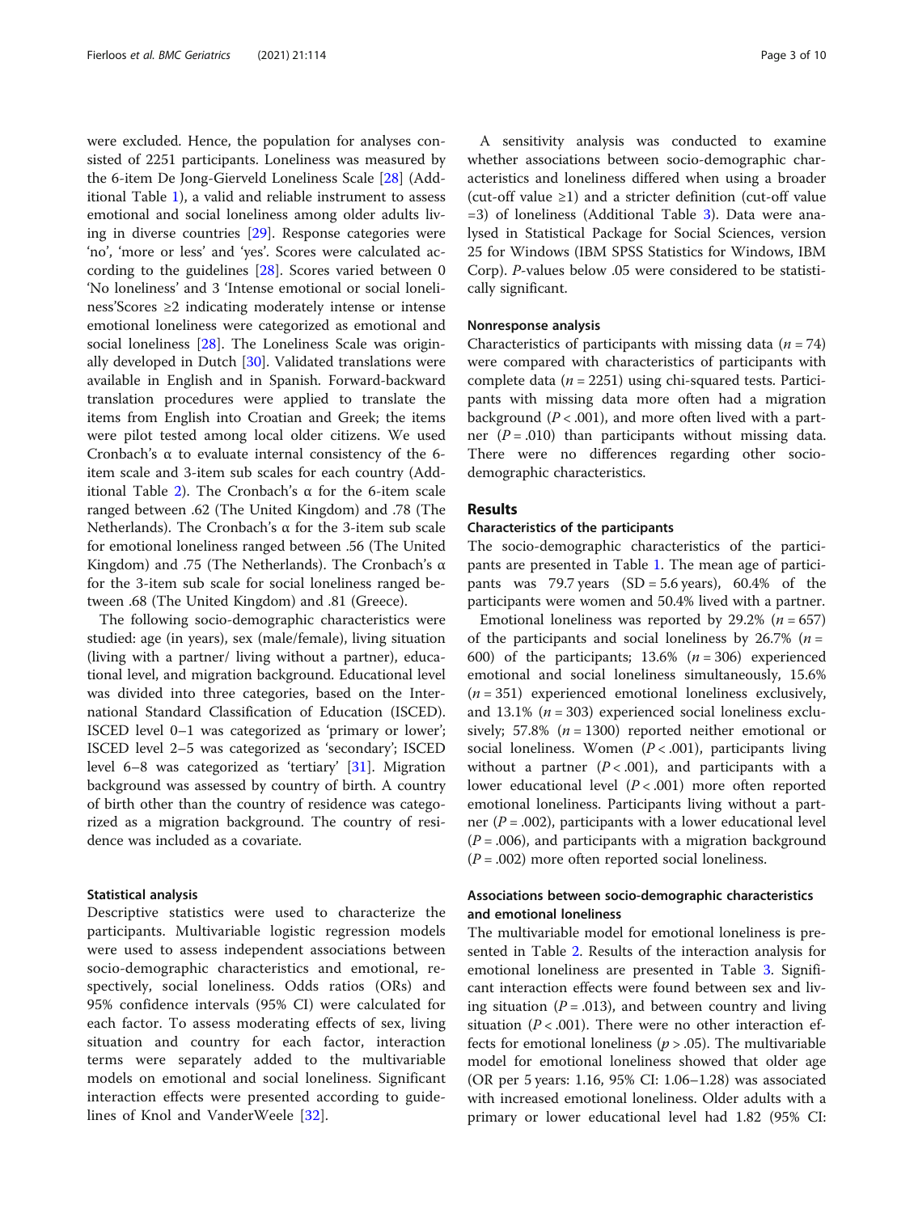were excluded. Hence, the population for analyses consisted of 2251 participants. Loneliness was measured by the 6-item De Jong-Gierveld Loneliness Scale [28] (Additional Table 1), a valid and reliable instrument to assess emotional and social loneliness among older adults living in diverse countries [29]. Response categories were 'no', 'more or less' and 'yes'. Scores were calculated according to the guidelines [28]. Scores varied between 0 'No loneliness' and 3 'Intense emotional or social loneliness'Scores ≥2 indicating moderately intense or intense emotional loneliness were categorized as emotional and social loneliness [28]. The Loneliness Scale was originally developed in Dutch [30]. Validated translations were available in English and in Spanish. Forward-backward translation procedures were applied to translate the items from English into Croatian and Greek; the items were pilot tested among local older citizens. We used Cronbach's α to evaluate internal consistency of the 6-item scale and 3-item sub scales for each country (Additional Table 2). The Cronbach's α for the 6-item scale ranged between .62 (The United Kingdom) and .78 (The Netherlands). The Cronbach's α for the 3-item sub scale for emotional loneliness ranged between .56 (The United Kingdom) and .75 (The Netherlands). The Cronbach's α for the 3-item sub scale for social loneliness ranged between .68 (The United Kingdom) and .81 (Greece).

The following socio-demographic characteristics were studied: age (in years), sex (male/female), living situation (living with a partner/ living without a partner), educational level, and migration background. Educational level was divided into three categories, based on the International Standard Classification of Education (ISCED). ISCED level 0–1 was categorized as 'primary or lower'; ISCED level 2–5 was categorized as 'secondary'; ISCED level 6–8 was categorized as 'tertiary' [31]. Migration background was assessed by country of birth. A country of birth other than the country of residence was categorized as a migration background. The country of residence was included as a covariate.

### Statistical analysis

Descriptive statistics were used to characterize the participants. Multivariable logistic regression models were used to assess independent associations between socio-demographic characteristics and emotional, respectively, social loneliness. Odds ratios (ORs) and 95% confidence intervals (95% CI) were calculated for each factor. To assess moderating effects of sex, living situation and country for each factor, interaction terms were separately added to the multivariable models on emotional and social loneliness. Significant interaction effects were presented according to guidelines of Knol and VanderWeele [32].

A sensitivity analysis was conducted to examine whether associations between socio-demographic characteristics and loneliness differed when using a broader (cut-off value ≥1) and a stricter definition (cut-off value =3) of loneliness (Additional Table 3). Data were analysed in Statistical Package for Social Sciences, version 25 for Windows (IBM SPSS Statistics for Windows, IBM Corp). *P*-values below .05 were considered to be statistically significant.

### Nonresponse analysis

Characteristics of participants with missing data ($n = 74$) were compared with characteristics of participants with complete data ($n = 2251$) using chi-squared tests. Participants with missing data more often had a migration background ($P < .001$), and more often lived with a partner ($P = .010$) than participants without missing data. There were no differences regarding other socio-demographic characteristics.

## Results

### Characteristics of the participants

The socio-demographic characteristics of the participants are presented in Table 1. The mean age of participants was 79.7 years (SD = 5.6 years), 60.4% of the participants were women and 50.4% lived with a partner.

Emotional loneliness was reported by 29.2% ($n = 657$) of the participants and social loneliness by 26.7% ($n = 600$) of the participants; 13.6% ($n = 306$) experienced emotional and social loneliness simultaneously, 15.6% ($n = 351$) experienced emotional loneliness exclusively, and 13.1% ($n = 303$) experienced social loneliness exclusively; 57.8% ($n = 1300$) reported neither emotional or social loneliness. Women ($P < .001$), participants living without a partner ($P < .001$), and participants with a lower educational level ($P < .001$) more often reported emotional loneliness. Participants living without a partner ($P = .002$), participants with a lower educational level ($P = .006$), and participants with a migration background ($P = .002$) more often reported social loneliness.

### Associations between socio-demographic characteristics and emotional loneliness

The multivariable model for emotional loneliness is presented in Table 2. Results of the interaction analysis for emotional loneliness are presented in Table 3. Significant interaction effects were found between sex and living situation ($P = .013$), and between country and living situation ($P < .001$). There were no other interaction effects for emotional loneliness ($p > .05$). The multivariable model for emotional loneliness showed that older age (OR per 5 years: 1.16, 95% CI: 1.06–1.28) was associated with increased emotional loneliness. Older adults with a primary or lower educational level had 1.82 (95% CI: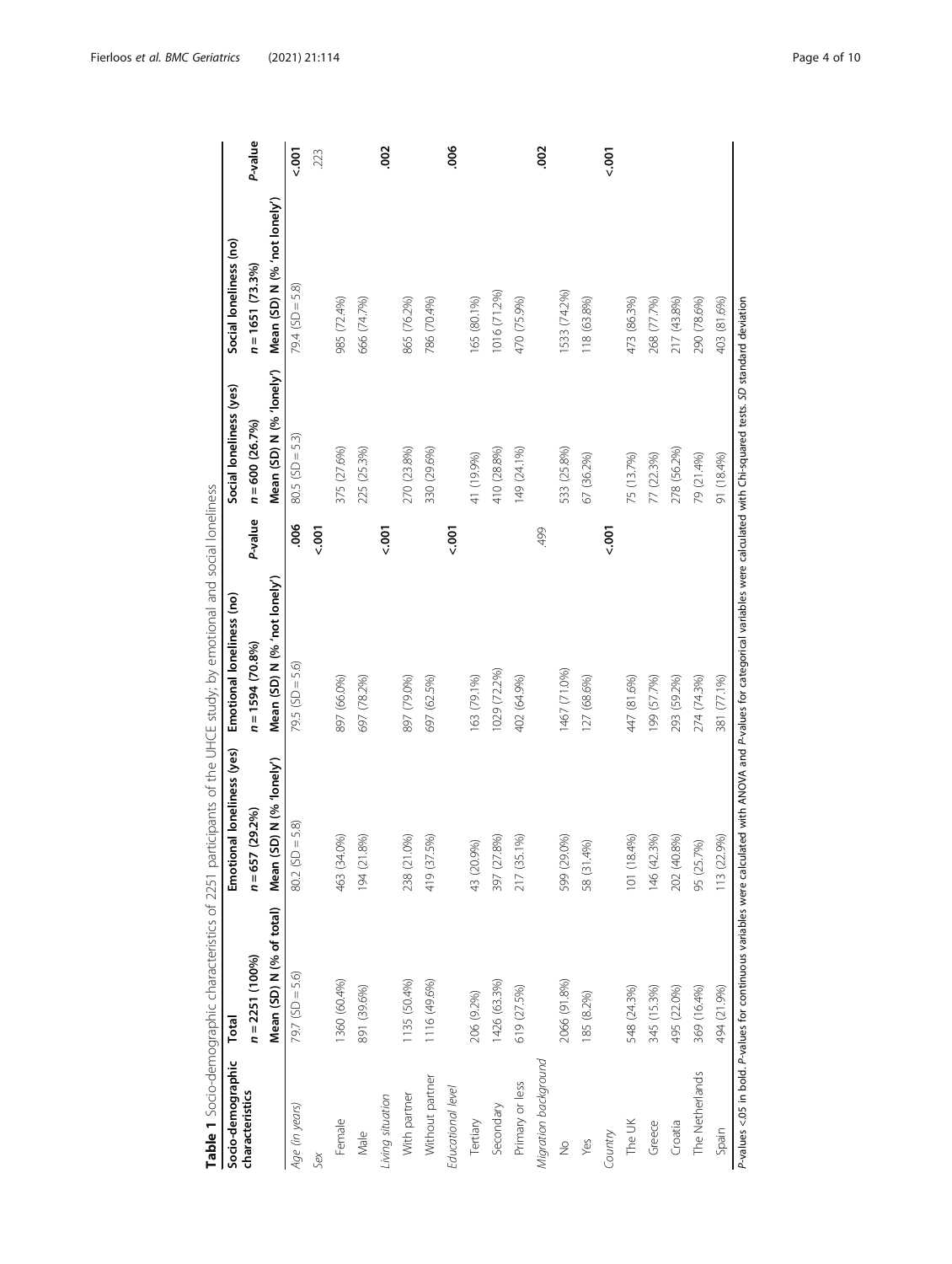**Table 1** Socio-demographic characteristics of 2251 participants of the UHCE study; by emotional and social loneliness

| Socio-demographic characteristics | Total | Emotional loneliness (yes) | Emotional loneliness (no) | | Social loneliness (yes) | Social loneliness (no) | |
|---|---|---|---|---|---|---|---|
| | $n = 2251$ (100%) | $n = 657$ (29.2%) | $n = 1594$ (70.8%) | *P*-value | $n = 600$ (26.7%) | $n = 1651$ (73.3%) | *P*-value |
| | Mean (SD) N (% of total) | Mean (SD) N (% 'lonely') | Mean (SD) N (% 'not lonely') | | Mean (SD) N (% 'lonely') | Mean (SD) N (% 'not lonely') | |
| *Age (in years)* | 79.7 (SD = 5.6) | 80.2 (SD = 5.8) | 79.5 (SD = 5.6) | **.006** | 80.5 (SD = 5.3) | 79.4 (SD = 5.8) | **<.001** |
| *Sex* | | | | **<.001** | | | .223 |
| Female | 1360 (60.4%) | 463 (34.0%) | 897 (66.0%) | | 375 (27.6%) | 985 (72.4%) | |
| Male | 891 (39.6%) | 194 (21.8%) | 697 (78.2%) | | 225 (25.3%) | 666 (74.7%) | |
| *Living situation* | | | | **<.001** | | | **.002** |
| With partner | 1135 (50.4%) | 238 (21.0%) | 897 (79.0%) | | 270 (23.8%) | 865 (76.2%) | |
| Without partner | 1116 (49.6%) | 419 (37.5%) | 697 (62.5%) | | 330 (29.6%) | 786 (70.4%) | |
| *Educational level* | | | | **<.001** | | | **.006** |
| Tertiary | 206 (9.2%) | 43 (20.9%) | 163 (79.1%) | | 41 (19.9%) | 165 (80.1%) | |
| Secondary | 1426 (63.3%) | 397 (27.8%) | 1029 (72.2%) | | 410 (28.8%) | 1016 (71.2%) | |
| Primary or less | 619 (27.5%) | 217 (35.1%) | 402 (64.9%) | | 149 (24.1%) | 470 (75.9%) | |
| *Migration background* | | | | .499 | | | **.002** |
| No | 2066 (91.8%) | 599 (29.0%) | 1467 (71.0%) | | 533 (25.8%) | 1533 (74.2%) | |
| Yes | 185 (8.2%) | 58 (31.4%) | 127 (68.6%) | | 67 (36.2%) | 118 (63.8%) | |
| *Country* | | | | **<.001** | | | **<.001** |
| The UK | 548 (24.3%) | 101 (18.4%) | 447 (81.6%) | | 75 (13.7%) | 473 (86.3%) | |
| Greece | 345 (15.3%) | 146 (42.3%) | 199 (57.7%) | | 77 (22.3%) | 268 (77.7%) | |
| Croatia | 495 (22.0%) | 202 (40.8%) | 293 (59.2%) | | 278 (56.2%) | 217 (43.8%) | |
| The Netherlands | 369 (16.4%) | 95 (25.7%) | 274 (74.3%) | | 79 (21.4%) | 290 (78.6%) | |
| Spain | 494 (21.9%) | 113 (22.9%) | 381 (77.1%) | | 91 (18.4%) | 403 (81.6%) | |

*P*-values <.05 in bold. *P*-values for continuous variables were calculated with ANOVA and *P*-values for categorical variables were calculated with Chi-squared tests. *SD* standard deviation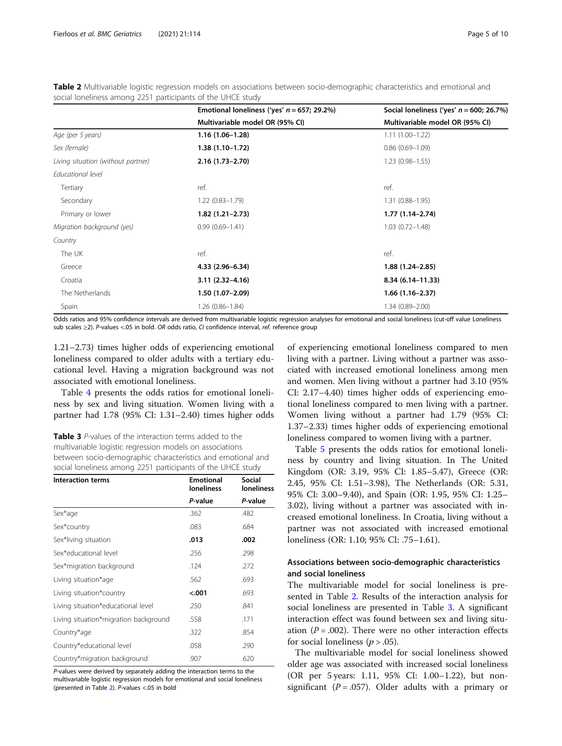**Table 2** Multivariable logistic regression models on associations between socio-demographic characteristics and emotional and social loneliness among 2251 participants of the UHCE study

| | Emotional loneliness ('yes' *n* = 657; 29.2%) | Social loneliness ('yes' *n* = 600; 26.7%) |
|---|---|---|
| | Multivariable model OR (95% CI) | Multivariable model OR (95% CI) |
| *Age (per 5 years)* | **1.16 (1.06–1.28)** | 1.11 (1.00–1.22) |
| *Sex (female)* | **1.38 (1.10–1.72)** | 0.86 (0.69–1.09) |
| *Living situation (without partner)* | **2.16 (1.73–2.70)** | 1.23 (0.98–1.55) |
| *Educational level* | | |
| Tertiary | ref. | ref. |
| Secondary | 1.22 (0.83–1.79) | 1.31 (0.88–1.95) |
| Primary or lower | **1.82 (1.21–2.73)** | **1.77 (1.14–2.74)** |
| *Migration background (yes)* | 0.99 (0.69–1.41) | 1.03 (0.72–1.48) |
| *Country* | | |
| The UK | ref. | ref. |
| Greece | **4.33 (2.96–6.34)** | **1.88 (1.24–2.85)** |
| Croatia | **3.11 (2.32–4.16)** | **8.34 (6.14–11.33)** |
| The Netherlands | **1.50 (1.07–2.09)** | **1.66 (1.16–2.37)** |
| Spain | 1.26 (0.86–1.84) | 1.34 (0.89–2.00) |

Odds ratios and 95% confidence intervals are derived from multivariable logistic regression analyses for emotional and social loneliness (cut-off value Loneliness sub scales ≥2). *P*-values <.05 in bold. *OR* odds ratio, *CI* confidence interval, *ref.* reference group

1.21–2.73) times higher odds of experiencing emotional loneliness compared to older adults with a tertiary educational level. Having a migration background was not associated with emotional loneliness.

Table 4 presents the odds ratios for emotional loneliness by sex and living situation. Women living with a partner had 1.78 (95% CI: 1.31–2.40) times higher odds of experiencing emotional loneliness compared to men living with a partner. Living without a partner was associated with increased emotional loneliness among men and women. Men living without a partner had 3.10 (95% CI: 2.17–4.40) times higher odds of experiencing emotional loneliness compared to men living with a partner. Women living without a partner had 1.79 (95% CI: 1.37–2.33) times higher odds of experiencing emotional loneliness compared to women living with a partner.

**Table 3** *P*-values of the interaction terms added to the multivariable logistic regression models on associations between socio-demographic characteristics and emotional and social loneliness among 2251 participants of the UHCE study

| Interaction terms | Emotional loneliness | Social loneliness |
|---|---|---|
| | *P*-value | *P*-value |
| Sex*age | .362 | .482 |
| Sex*country | .083 | .684 |
| Sex*living situation | **.013** | **.002** |
| Sex*educational level | .256 | .298 |
| Sex*migration background | .124 | .272 |
| Living situation*age | .562 | .693 |
| Living situation*country | **<.001** | .693 |
| Living situation*educational level | .250 | .841 |
| Living situation*migration background | .558 | .171 |
| Country*age | .322 | .854 |
| Country*educational level | .058 | .290 |
| Country*migration background | .907 | .620 |

*P*-values were derived by separately adding the interaction terms to the multivariable logistic regression models for emotional and social loneliness (presented in Table 2). *P*-values <.05 in bold

Table 5 presents the odds ratios for emotional loneliness by country and living situation. In The United Kingdom (OR: 3.19, 95% CI: 1.85–5.47), Greece (OR: 2.45, 95% CI: 1.51–3.98), The Netherlands (OR: 5.31, 95% CI: 3.00–9.40), and Spain (OR: 1.95, 95% CI: 1.25–3.02), living without a partner was associated with increased emotional loneliness. In Croatia, living without a partner was not associated with increased emotional loneliness (OR: 1.10; 95% CI: .75–1.61).

### Associations between socio-demographic characteristics and social loneliness

The multivariable model for social loneliness is presented in Table 2. Results of the interaction analysis for social loneliness are presented in Table 3. A significant interaction effect was found between sex and living situation ($P = .002$). There were no other interaction effects for social loneliness ($p > .05$).

The multivariable model for social loneliness showed older age was associated with increased social loneliness (OR per 5 years: 1.11, 95% CI: 1.00–1.22), but non-significant ($P = .057$). Older adults with a primary or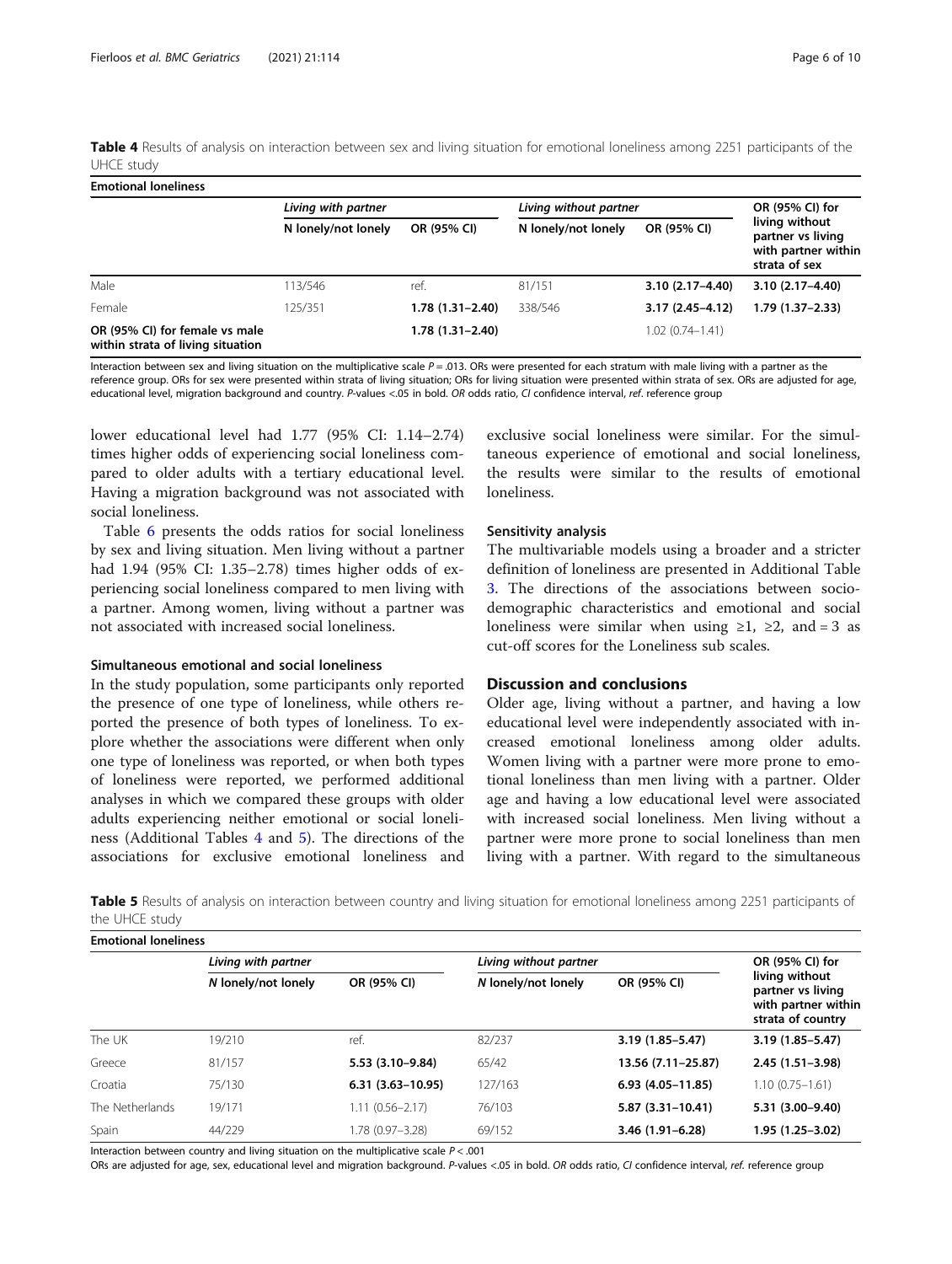**Table 4** Results of analysis on interaction between sex and living situation for emotional loneliness among 2251 participants of the UHCE study

| Emotional loneliness | | | | | |
|---|---|---|---|---|---|
| | *Living with partner* | | *Living without partner* | | OR (95% CI) for living without partner vs living with partner within strata of sex |
| | N lonely/not lonely | OR (95% CI) | N lonely/not lonely | OR (95% CI) | |
| Male | 113/546 | ref. | 81/151 | **3.10 (2.17–4.40)** | **3.10 (2.17–4.40)** |
| Female | 125/351 | **1.78 (1.31–2.40)** | 338/546 | **3.17 (2.45–4.12)** | **1.79 (1.37–2.33)** |
| **OR (95% CI) for female vs male within strata of living situation** | | **1.78 (1.31–2.40)** | | 1.02 (0.74–1.41) | |

Interaction between sex and living situation on the multiplicative scale $P = .013$. ORs were presented for each stratum with male living with a partner as the reference group. ORs for sex were presented within strata of living situation; ORs for living situation were presented within strata of sex. ORs are adjusted for age, educational level, migration background and country. P-values <.05 in bold. *OR* odds ratio, *CI* confidence interval, *ref.* reference group

lower educational level had 1.77 (95% CI: 1.14–2.74) times higher odds of experiencing social loneliness compared to older adults with a tertiary educational level. Having a migration background was not associated with social loneliness.

Table 6 presents the odds ratios for social loneliness by sex and living situation. Men living without a partner had 1.94 (95% CI: 1.35–2.78) times higher odds of experiencing social loneliness compared to men living with a partner. Among women, living without a partner was not associated with increased social loneliness.

### Simultaneous emotional and social loneliness

In the study population, some participants only reported the presence of one type of loneliness, while others reported the presence of both types of loneliness. To explore whether the associations were different when only one type of loneliness was reported, or when both types of loneliness were reported, we performed additional analyses in which we compared these groups with older adults experiencing neither emotional or social loneliness (Additional Tables 4 and 5). The directions of the associations for exclusive emotional loneliness and exclusive social loneliness were similar. For the simultaneous experience of emotional and social loneliness, the results were similar to the results of emotional loneliness.

### Sensitivity analysis

The multivariable models using a broader and a stricter definition of loneliness are presented in Additional Table 3. The directions of the associations between sociodemographic characteristics and emotional and social loneliness were similar when using ≥1, ≥2, and = 3 as cut-off scores for the Loneliness sub scales.

## Discussion and conclusions

Older age, living without a partner, and having a low educational level were independently associated with increased emotional loneliness among older adults. Women living with a partner were more prone to emotional loneliness than men living with a partner. Older age and having a low educational level were associated with increased social loneliness. Men living without a partner were more prone to social loneliness than men living with a partner. With regard to the simultaneous

**Table 5** Results of analysis on interaction between country and living situation for emotional loneliness among 2251 participants of the UHCE study

| Emotional loneliness | | | | | |
|---|---|---|---|---|---|
| | *Living with partner* | | *Living without partner* | | OR (95% CI) for living without partner vs living with partner within strata of country |
| | *N* lonely/not lonely | OR (95% CI) | *N* lonely/not lonely | OR (95% CI) | |
| The UK | 19/210 | ref. | 82/237 | **3.19 (1.85–5.47)** | **3.19 (1.85–5.47)** |
| Greece | 81/157 | **5.53 (3.10–9.84)** | 65/42 | **13.56 (7.11–25.87)** | **2.45 (1.51–3.98)** |
| Croatia | 75/130 | **6.31 (3.63–10.95)** | 127/163 | **6.93 (4.05–11.85)** | 1.10 (0.75–1.61) |
| The Netherlands | 19/171 | 1.11 (0.56–2.17) | 76/103 | **5.87 (3.31–10.41)** | **5.31 (3.00–9.40)** |
| Spain | 44/229 | 1.78 (0.97–3.28) | 69/152 | **3.46 (1.91–6.28)** | **1.95 (1.25–3.02)** |

Interaction between country and living situation on the multiplicative scale $P < .001$

ORs are adjusted for age, sex, educational level and migration background. P-values <.05 in bold. *OR* odds ratio, *CI* confidence interval, *ref.* reference group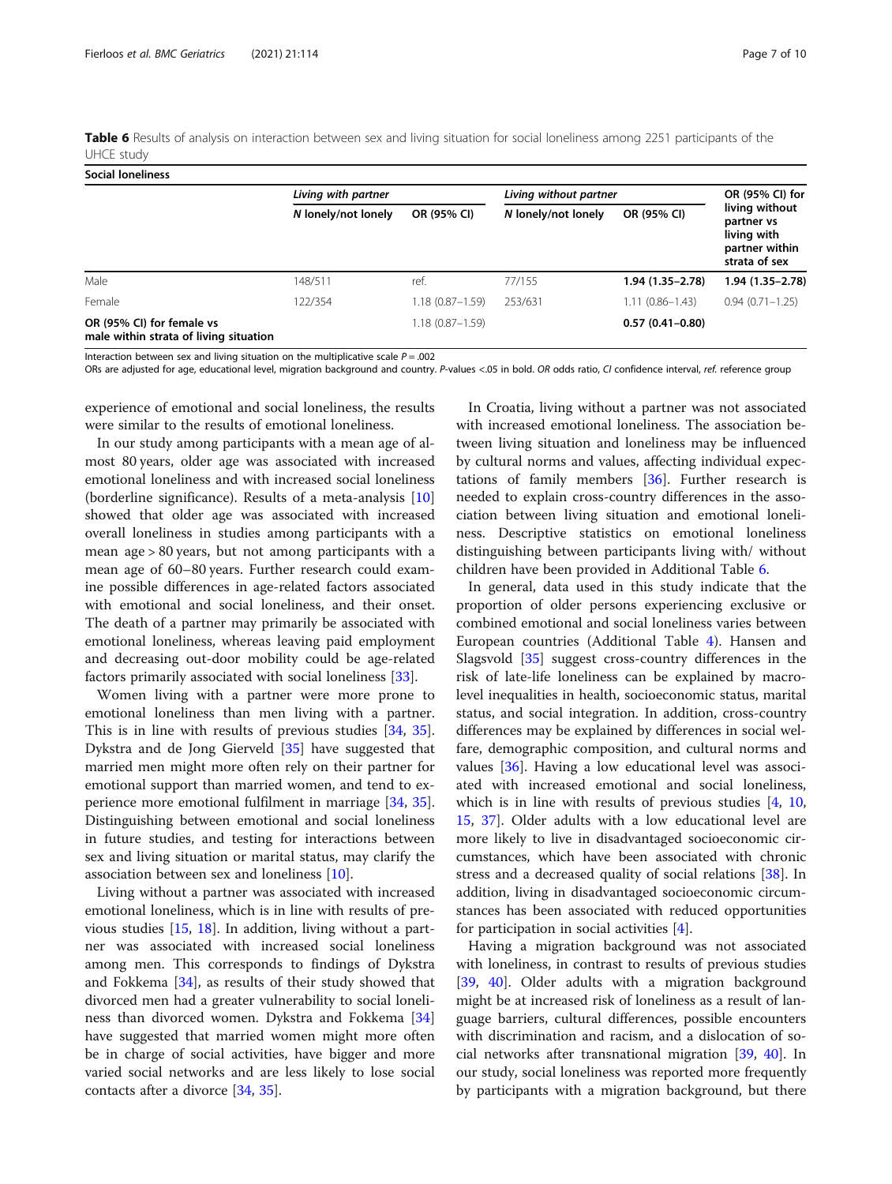**Table 6** Results of analysis on interaction between sex and living situation for social loneliness among 2251 participants of the UHCE study

| Social loneliness | *Living with partner* | | *Living without partner* | | OR (95% CI) for living without partner vs living with partner within strata of sex |
|---|---|---|---|---|---|
| | *N lonely/not lonely* | OR (95% CI) | *N lonely/not lonely* | OR (95% CI) | |
| Male | 148/511 | ref. | 77/155 | **1.94 (1.35–2.78)** | **1.94 (1.35–2.78)** |
| Female | 122/354 | 1.18 (0.87–1.59) | 253/631 | 1.11 (0.86–1.43) | 0.94 (0.71–1.25) |
| **OR (95% CI) for female vs male within strata of living situation** | | 1.18 (0.87–1.59) | | **0.57 (0.41–0.80)** | |

Interaction between sex and living situation on the multiplicative scale $P = .002$

ORs are adjusted for age, educational level, migration background and country. *P*-values <.05 in bold. *OR* odds ratio, *CI* confidence interval, *ref.* reference group

experience of emotional and social loneliness, the results were similar to the results of emotional loneliness.

In our study among participants with a mean age of almost 80 years, older age was associated with increased emotional loneliness and with increased social loneliness (borderline significance). Results of a meta-analysis [10] showed that older age was associated with increased overall loneliness in studies among participants with a mean age > 80 years, but not among participants with a mean age of 60–80 years. Further research could examine possible differences in age-related factors associated with emotional and social loneliness, and their onset. The death of a partner may primarily be associated with emotional loneliness, whereas leaving paid employment and decreasing out-door mobility could be age-related factors primarily associated with social loneliness [33].

Women living with a partner were more prone to emotional loneliness than men living with a partner. This is in line with results of previous studies [34, 35]. Dykstra and de Jong Gierveld [35] have suggested that married men might more often rely on their partner for emotional support than married women, and tend to experience more emotional fulfilment in marriage [34, 35]. Distinguishing between emotional and social loneliness in future studies, and testing for interactions between sex and living situation or marital status, may clarify the association between sex and loneliness [10].

Living without a partner was associated with increased emotional loneliness, which is in line with results of previous studies [15, 18]. In addition, living without a partner was associated with increased social loneliness among men. This corresponds to findings of Dykstra and Fokkema [34], as results of their study showed that divorced men had a greater vulnerability to social loneliness than divorced women. Dykstra and Fokkema [34] have suggested that married women might more often be in charge of social activities, have bigger and more varied social networks and are less likely to lose social contacts after a divorce [34, 35].

In Croatia, living without a partner was not associated with increased emotional loneliness. The association between living situation and loneliness may be influenced by cultural norms and values, affecting individual expectations of family members [36]. Further research is needed to explain cross-country differences in the association between living situation and emotional loneliness. Descriptive statistics on emotional loneliness distinguishing between participants living with/ without children have been provided in Additional Table 6.

In general, data used in this study indicate that the proportion of older persons experiencing exclusive or combined emotional and social loneliness varies between European countries (Additional Table 4). Hansen and Slagsvold [35] suggest cross-country differences in the risk of late-life loneliness can be explained by macro-level inequalities in health, socioeconomic status, marital status, and social integration. In addition, cross-country differences may be explained by differences in social welfare, demographic composition, and cultural norms and values [36]. Having a low educational level was associated with increased emotional and social loneliness, which is in line with results of previous studies [4, 10, 15, 37]. Older adults with a low educational level are more likely to live in disadvantaged socioeconomic circumstances, which have been associated with chronic stress and a decreased quality of social relations [38]. In addition, living in disadvantaged socioeconomic circumstances has been associated with reduced opportunities for participation in social activities [4].

Having a migration background was not associated with loneliness, in contrast to results of previous studies [39, 40]. Older adults with a migration background might be at increased risk of loneliness as a result of language barriers, cultural differences, possible encounters with discrimination and racism, and a dislocation of social networks after transnational migration [39, 40]. In our study, social loneliness was reported more frequently by participants with a migration background, but there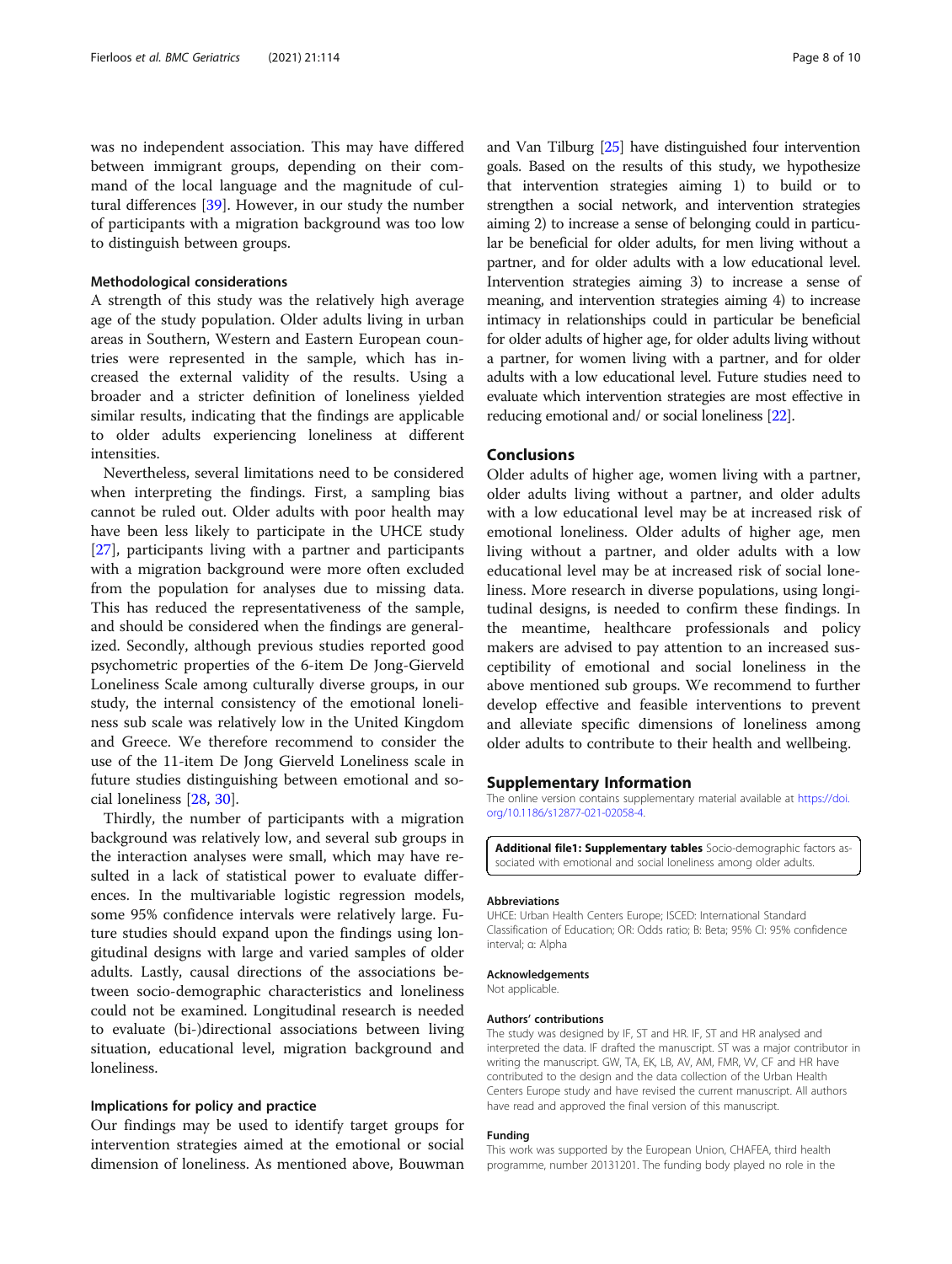was no independent association. This may have differed between immigrant groups, depending on their command of the local language and the magnitude of cultural differences [39]. However, in our study the number of participants with a migration background was too low to distinguish between groups.

### Methodological considerations

A strength of this study was the relatively high average age of the study population. Older adults living in urban areas in Southern, Western and Eastern European countries were represented in the sample, which has increased the external validity of the results. Using a broader and a stricter definition of loneliness yielded similar results, indicating that the findings are applicable to older adults experiencing loneliness at different intensities.

Nevertheless, several limitations need to be considered when interpreting the findings. First, a sampling bias cannot be ruled out. Older adults with poor health may have been less likely to participate in the UHCE study [27], participants living with a partner and participants with a migration background were more often excluded from the population for analyses due to missing data. This has reduced the representativeness of the sample, and should be considered when the findings are generalized. Secondly, although previous studies reported good psychometric properties of the 6-item De Jong-Gierveld Loneliness Scale among culturally diverse groups, in our study, the internal consistency of the emotional loneliness sub scale was relatively low in the United Kingdom and Greece. We therefore recommend to consider the use of the 11-item De Jong Gierveld Loneliness scale in future studies distinguishing between emotional and social loneliness [28, 30].

Thirdly, the number of participants with a migration background was relatively low, and several sub groups in the interaction analyses were small, which may have resulted in a lack of statistical power to evaluate differences. In the multivariable logistic regression models, some 95% confidence intervals were relatively large. Future studies should expand upon the findings using longitudinal designs with large and varied samples of older adults. Lastly, causal directions of the associations between socio-demographic characteristics and loneliness could not be examined. Longitudinal research is needed to evaluate (bi-)directional associations between living situation, educational level, migration background and loneliness.

### Implications for policy and practice

Our findings may be used to identify target groups for intervention strategies aimed at the emotional or social dimension of loneliness. As mentioned above, Bouwman and Van Tilburg [25] have distinguished four intervention goals. Based on the results of this study, we hypothesize that intervention strategies aiming 1) to build or to strengthen a social network, and intervention strategies aiming 2) to increase a sense of belonging could in particular be beneficial for older adults, for men living without a partner, and for older adults with a low educational level. Intervention strategies aiming 3) to increase a sense of meaning, and intervention strategies aiming 4) to increase intimacy in relationships could in particular be beneficial for older adults of higher age, for older adults living without a partner, for women living with a partner, and for older adults with a low educational level. Future studies need to evaluate which intervention strategies are most effective in reducing emotional and/ or social loneliness [22].

## Conclusions

Older adults of higher age, women living with a partner, older adults living without a partner, and older adults with a low educational level may be at increased risk of emotional loneliness. Older adults of higher age, men living without a partner, and older adults with a low educational level may be at increased risk of social loneliness. More research in diverse populations, using longitudinal designs, is needed to confirm these findings. In the meantime, healthcare professionals and policy makers are advised to pay attention to an increased susceptibility of emotional and social loneliness in the above mentioned sub groups. We recommend to further develop effective and feasible interventions to prevent and alleviate specific dimensions of loneliness among older adults to contribute to their health and wellbeing.

## Supplementary Information

The online version contains supplementary material available at https://doi.org/10.1186/s12877-021-02058-4.

**Additional file1: Supplementary tables** Socio-demographic factors associated with emotional and social loneliness among older adults.

#### Abbreviations

UHCE: Urban Health Centers Europe; ISCED: International Standard Classification of Education; OR: Odds ratio; B: Beta; 95% CI: 95% confidence interval; α: Alpha

#### Acknowledgements

Not applicable.

#### Authors' contributions

The study was designed by IF, ST and HR. IF, ST and HR analysed and interpreted the data. IF drafted the manuscript. ST was a major contributor in writing the manuscript. GW, TA, EK, LB, AV, AM, FMR, VV, CF and HR have contributed to the design and the data collection of the Urban Health Centers Europe study and have revised the current manuscript. All authors have read and approved the final version of this manuscript.

#### Funding

This work was supported by the European Union, CHAFEA, third health programme, number 20131201. The funding body played no role in the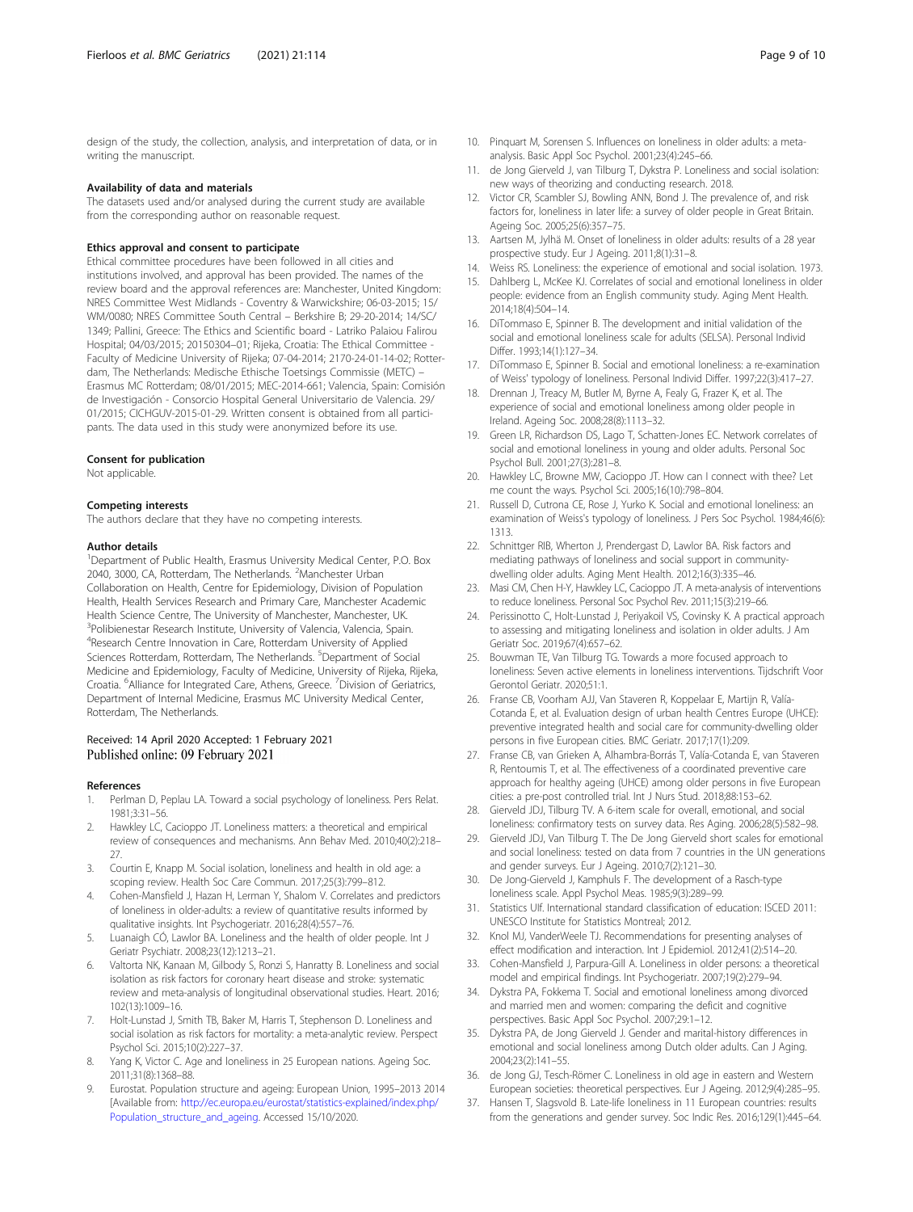design of the study, the collection, analysis, and interpretation of data, or in writing the manuscript.

#### Availability of data and materials

The datasets used and/or analysed during the current study are available from the corresponding author on reasonable request.

#### Ethics approval and consent to participate

Ethical committee procedures have been followed in all cities and institutions involved, and approval has been provided. The names of the review board and the approval references are: Manchester, United Kingdom: NRES Committee West Midlands - Coventry & Warwickshire; 06-03-2015; 15/WM/0080; NRES Committee South Central – Berkshire B; 29-20-2014; 14/SC/1349; Pallini, Greece: The Ethics and Scientific board - Latriko Palaiou Falirou Hospital; 04/03/2015; 20150304–01; Rijeka, Croatia: The Ethical Committee - Faculty of Medicine University of Rijeka; 07-04-2014; 2170-24-01-14-02; Rotterdam, The Netherlands: Medische Ethische Toetsings Commissie (METC) – Erasmus MC Rotterdam; 08/01/2015; MEC-2014-661; Valencia, Spain: Comisión de Investigación - Consorcio Hospital General Universitario de Valencia. 29/01/2015; CICHGUV-2015-01-29. Written consent is obtained from all participants. The data used in this study were anonymized before its use.

#### Consent for publication

Not applicable.

#### Competing interests

The authors declare that they have no competing interests.

#### Author details

[1]Department of Public Health, Erasmus University Medical Center, P.O. Box 2040, 3000, CA, Rotterdam, The Netherlands. [2]Manchester Urban Collaboration on Health, Centre for Epidemiology, Division of Population Health, Health Services Research and Primary Care, Manchester Academic Health Science Centre, The University of Manchester, Manchester, UK. [3]Polibienestar Research Institute, University of Valencia, Valencia, Spain. [4]Research Centre Innovation in Care, Rotterdam University of Applied Sciences Rotterdam, Rotterdam, The Netherlands. [5]Department of Social Medicine and Epidemiology, Faculty of Medicine, University of Rijeka, Rijeka, Croatia. [6]Alliance for Integrated Care, Athens, Greece. [7]Division of Geriatrics, Department of Internal Medicine, Erasmus MC University Medical Center, Rotterdam, The Netherlands.

Received: 14 April 2020 Accepted: 1 February 2021
Published online: 09 February 2021

#### References

1. Perlman D, Peplau LA. Toward a social psychology of loneliness. Pers Relat. 1981;3:31–56.
2. Hawkley LC, Cacioppo JT. Loneliness matters: a theoretical and empirical review of consequences and mechanisms. Ann Behav Med. 2010;40(2):218–27.
3. Courtin E, Knapp M. Social isolation, loneliness and health in old age: a scoping review. Health Soc Care Commun. 2017;25(3):799–812.
4. Cohen-Mansfield J, Hazan H, Lerman Y, Shalom V. Correlates and predictors of loneliness in older-adults: a review of quantitative results informed by qualitative insights. Int Psychogeriatr. 2016;28(4):557–76.
5. Luanaigh CÓ, Lawlor BA. Loneliness and the health of older people. Int J Geriatr Psychiatr. 2008;23(12):1213–21.
6. Valtorta NK, Kanaan M, Gilbody S, Ronzi S, Hanratty B. Loneliness and social isolation as risk factors for coronary heart disease and stroke: systematic review and meta-analysis of longitudinal observational studies. Heart. 2016;102(13):1009–16.
7. Holt-Lunstad J, Smith TB, Baker M, Harris T, Stephenson D. Loneliness and social isolation as risk factors for mortality: a meta-analytic review. Perspect Psychol Sci. 2015;10(2):227–37.
8. Yang K, Victor C. Age and loneliness in 25 European nations. Ageing Soc. 2011;31(8):1368–88.
9. Eurostat. Population structure and ageing: European Union, 1995–2013 2014 [Available from: http://ec.europa.eu/eurostat/statistics-explained/index.php/Population_structure_and_ageing. Accessed 15/10/2020.
10. Pinquart M, Sorensen S. Influences on loneliness in older adults: a meta-analysis. Basic Appl Soc Psychol. 2001;23(4):245–66.
11. de Jong Gierveld J, van Tilburg T, Dykstra P. Loneliness and social isolation: new ways of theorizing and conducting research. 2018.
12. Victor CR, Scambler SJ, Bowling ANN, Bond J. The prevalence of, and risk factors for, loneliness in later life: a survey of older people in Great Britain. Ageing Soc. 2005;25(6):357–75.
13. Aartsen M, Jylhä M. Onset of loneliness in older adults: results of a 28 year prospective study. Eur J Ageing. 2011;8(1):31–8.
14. Weiss RS. Loneliness: the experience of emotional and social isolation. 1973.
15. Dahlberg L, McKee KJ. Correlates of social and emotional loneliness in older people: evidence from an English community study. Aging Ment Health. 2014;18(4):504–14.
16. DiTommaso E, Spinner B. The development and initial validation of the social and emotional loneliness scale for adults (SELSA). Personal Individ Differ. 1993;14(1):127–34.
17. DiTommaso E, Spinner B. Social and emotional loneliness: a re-examination of Weiss' typology of loneliness. Personal Individ Differ. 1997;22(3):417–27.
18. Drennan J, Treacy M, Butler M, Byrne A, Fealy G, Frazer K, et al. The experience of social and emotional loneliness among older people in Ireland. Ageing Soc. 2008;28(8):1113–32.
19. Green LR, Richardson DS, Lago T, Schatten-Jones EC. Network correlates of social and emotional loneliness in young and older adults. Personal Soc Psychol Bull. 2001;27(3):281–8.
20. Hawkley LC, Browne MW, Cacioppo JT. How can I connect with thee? Let me count the ways. Psychol Sci. 2005;16(10):798–804.
21. Russell D, Cutrona CE, Rose J, Yurko K. Social and emotional loneliness: an examination of Weiss's typology of loneliness. J Pers Soc Psychol. 1984;46(6):1313.
22. Schnittger RIB, Wherton J, Prendergast D, Lawlor BA. Risk factors and mediating pathways of loneliness and social support in community-dwelling older adults. Aging Ment Health. 2012;16(3):335–46.
23. Masi CM, Chen H-Y, Hawkley LC, Cacioppo JT. A meta-analysis of interventions to reduce loneliness. Personal Soc Psychol Rev. 2011;15(3):219–66.
24. Perissinotto C, Holt-Lunstad J, Periyakoil VS, Covinsky K. A practical approach to assessing and mitigating loneliness and isolation in older adults. J Am Geriatr Soc. 2019;67(4):657–62.
25. Bouwman TE, Van Tilburg TG. Towards a more focused approach to loneliness: Seven active elements in loneliness interventions. Tijdschrift Voor Gerontol Geriatr. 2020;51:1.
26. Franse CB, Voorham AJJ, Van Staveren R, Koppelaar E, Martijn R, Valía-Cotanda E, et al. Evaluation design of urban health Centres Europe (UHCE): preventive integrated health and social care for community-dwelling older persons in five European cities. BMC Geriatr. 2017;17(1):209.
27. Franse CB, van Grieken A, Alhambra-Borrás T, Valía-Cotanda E, van Staveren R, Rentoumis T, et al. The effectiveness of a coordinated preventive care approach for healthy ageing (UHCE) among older persons in five European cities: a pre-post controlled trial. Int J Nurs Stud. 2018;88:153–62.
28. Gierveld JDJ, Tilburg TV. A 6-item scale for overall, emotional, and social loneliness: confirmatory tests on survey data. Res Aging. 2006;28(5):582–98.
29. Gierveld JDJ, Van Tilburg T. The De Jong Gierveld short scales for emotional and social loneliness: tested on data from 7 countries in the UN generations and gender surveys. Eur J Ageing. 2010;7(2):121–30.
30. De Jong-Gierveld J, Kamphuls F. The development of a Rasch-type loneliness scale. Appl Psychol Meas. 1985;9(3):289–99.
31. Statistics UIf. International standard classification of education: ISCED 2011: UNESCO Institute for Statistics Montreal; 2012.
32. Knol MJ, VanderWeele TJ. Recommendations for presenting analyses of effect modification and interaction. Int J Epidemiol. 2012;41(2):514–20.
33. Cohen-Mansfield J, Parpura-Gill A. Loneliness in older persons: a theoretical model and empirical findings. Int Psychogeriatr. 2007;19(2):279–94.
34. Dykstra PA, Fokkema T. Social and emotional loneliness among divorced and married men and women: comparing the deficit and cognitive perspectives. Basic Appl Soc Psychol. 2007;29:1–12.
35. Dykstra PA, de Jong Gierveld J. Gender and marital-history differences in emotional and social loneliness among Dutch older adults. Can J Aging. 2004;23(2):141–55.
36. de Jong GJ, Tesch-Römer C. Loneliness in old age in eastern and Western European societies: theoretical perspectives. Eur J Ageing. 2012;9(4):285–95.
37. Hansen T, Slagsvold B. Late-life loneliness in 11 European countries: results from the generations and gender survey. Soc Indic Res. 2016;129(1):445–64.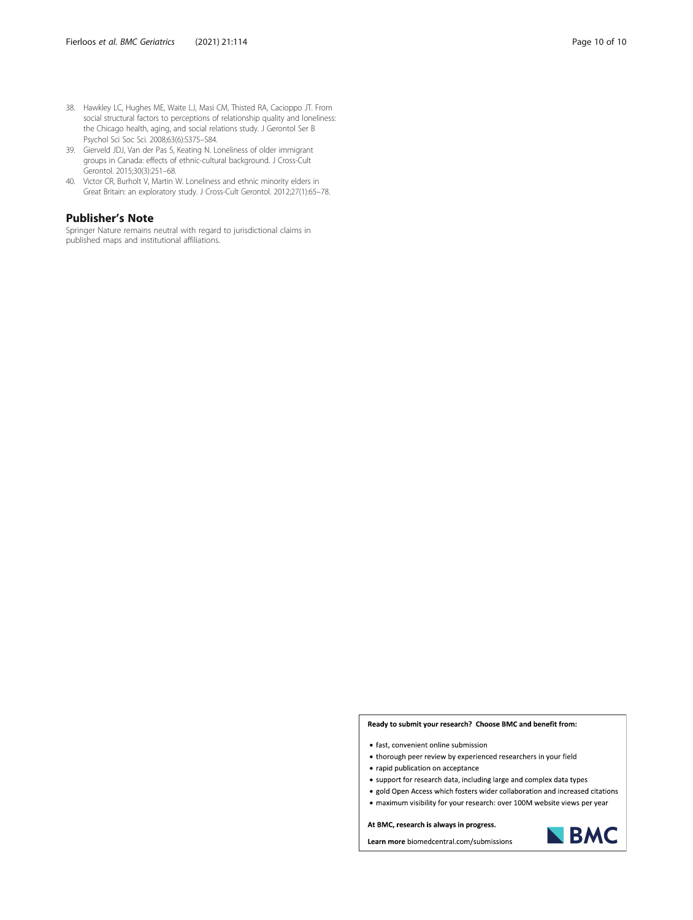38. Hawkley LC, Hughes ME, Waite LJ, Masi CM, Thisted RA, Cacioppo JT. From social structural factors to perceptions of relationship quality and loneliness: the Chicago health, aging, and social relations study. J Gerontol Ser B Psychol Sci Soc Sci. 2008;63(6):S375–S84.
39. Gierveld JDJ, Van der Pas S, Keating N. Loneliness of older immigrant groups in Canada: effects of ethnic-cultural background. J Cross-Cult Gerontol. 2015;30(3):251–68.
40. Victor CR, Burholt V, Martin W. Loneliness and ethnic minority elders in Great Britain: an exploratory study. J Cross-Cult Gerontol. 2012;27(1):65–78.

## Publisher's Note

Springer Nature remains neutral with regard to jurisdictional claims in published maps and institutional affiliations.

**Ready to submit your research? Choose BMC and benefit from:**

- fast, convenient online submission
- thorough peer review by experienced researchers in your field
- rapid publication on acceptance
- support for research data, including large and complex data types
- gold Open Access which fosters wider collaboration and increased citations
- maximum visibility for your research: over 100M website views per year

**At BMC, research is always in progress.**

**Learn more** biomedcentral.com/submissions